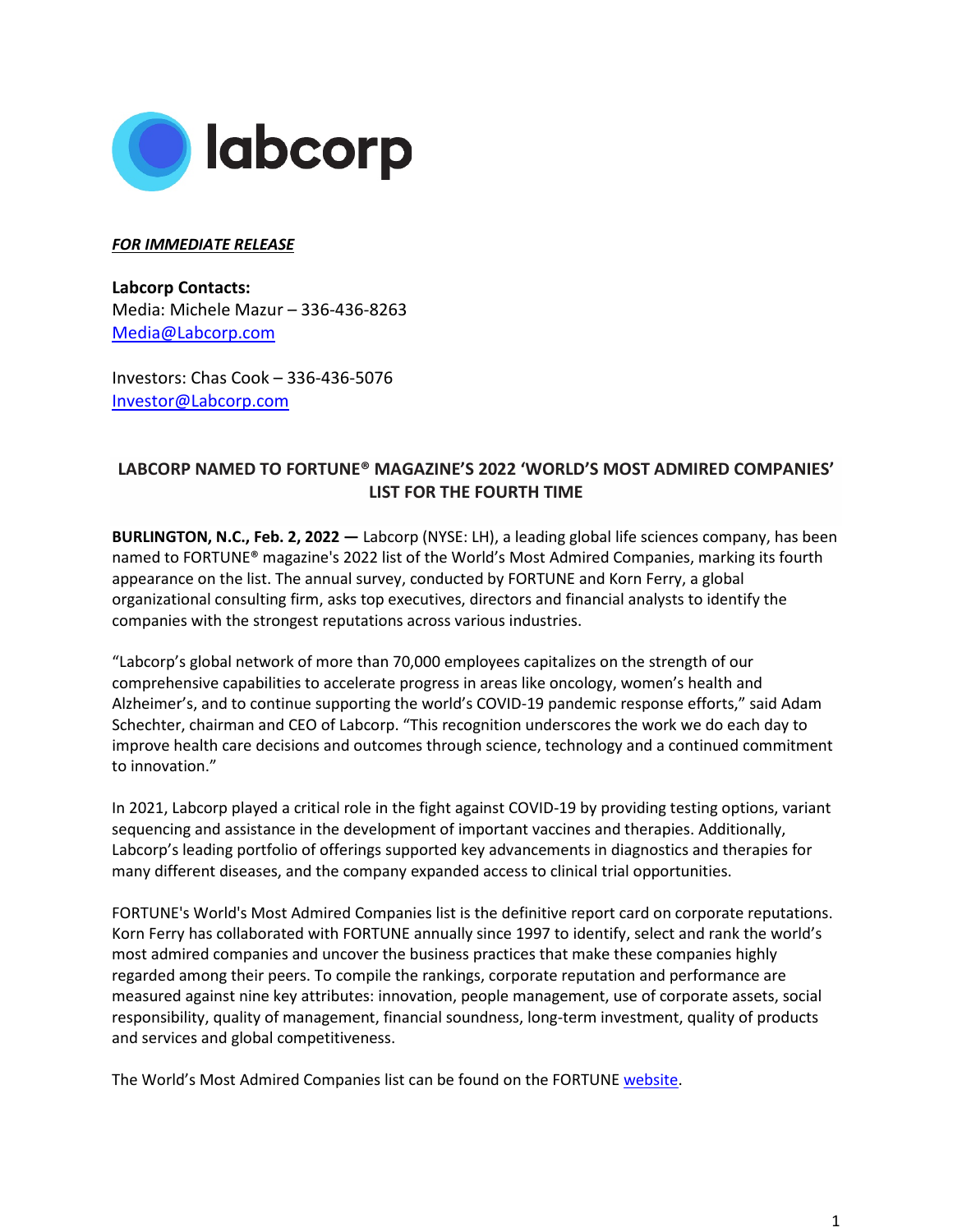***FOR IMMEDIATE RELEASE***

**Labcorp Contacts:**
Media: Michele Mazur – 336-436-8263
Media@Labcorp.com

Investors: Chas Cook – 336-436-5076
Investor@Labcorp.com

## LABCORP NAMED TO FORTUNE® MAGAZINE'S 2022 'WORLD'S MOST ADMIRED COMPANIES' LIST FOR THE FOURTH TIME

**BURLINGTON, N.C., Feb. 2, 2022 —** Labcorp (NYSE: LH), a leading global life sciences company, has been named to FORTUNE® magazine's 2022 list of the World's Most Admired Companies, marking its fourth appearance on the list. The annual survey, conducted by FORTUNE and Korn Ferry, a global organizational consulting firm, asks top executives, directors and financial analysts to identify the companies with the strongest reputations across various industries.

"Labcorp's global network of more than 70,000 employees capitalizes on the strength of our comprehensive capabilities to accelerate progress in areas like oncology, women's health and Alzheimer's, and to continue supporting the world's COVID-19 pandemic response efforts," said Adam Schechter, chairman and CEO of Labcorp. "This recognition underscores the work we do each day to improve health care decisions and outcomes through science, technology and a continued commitment to innovation."

In 2021, Labcorp played a critical role in the fight against COVID-19 by providing testing options, variant sequencing and assistance in the development of important vaccines and therapies. Additionally, Labcorp's leading portfolio of offerings supported key advancements in diagnostics and therapies for many different diseases, and the company expanded access to clinical trial opportunities.

FORTUNE's World's Most Admired Companies list is the definitive report card on corporate reputations. Korn Ferry has collaborated with FORTUNE annually since 1997 to identify, select and rank the world's most admired companies and uncover the business practices that make these companies highly regarded among their peers. To compile the rankings, corporate reputation and performance are measured against nine key attributes: innovation, people management, use of corporate assets, social responsibility, quality of management, financial soundness, long-term investment, quality of products and services and global competitiveness.

The World's Most Admired Companies list can be found on the FORTUNE website.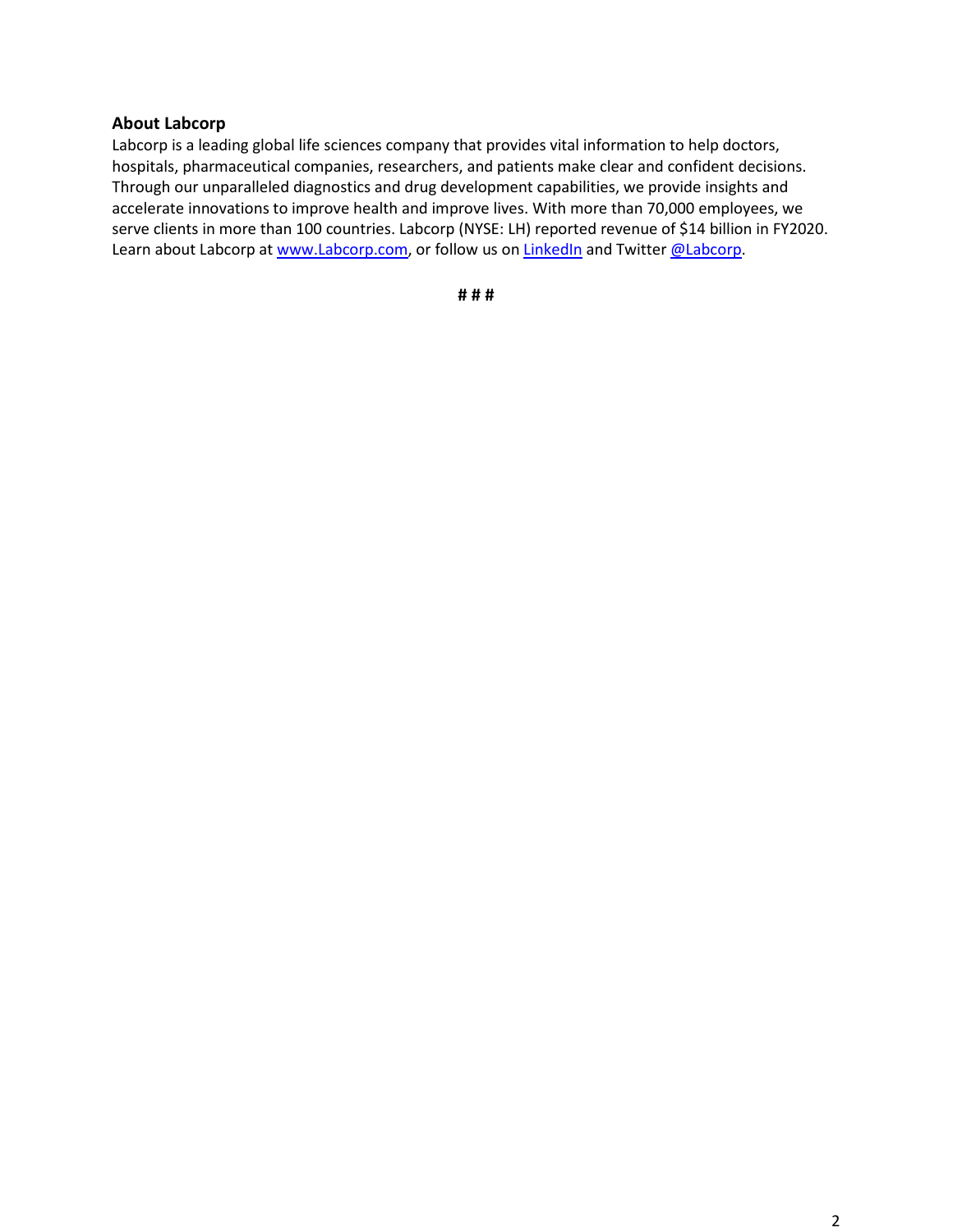**About Labcorp**

Labcorp is a leading global life sciences company that provides vital information to help doctors, hospitals, pharmaceutical companies, researchers, and patients make clear and confident decisions. Through our unparalleled diagnostics and drug development capabilities, we provide insights and accelerate innovations to improve health and improve lives. With more than 70,000 employees, we serve clients in more than 100 countries. Labcorp (NYSE: LH) reported revenue of $14 billion in FY2020. Learn about Labcorp at www.Labcorp.com, or follow us on LinkedIn and Twitter @Labcorp.

# # #